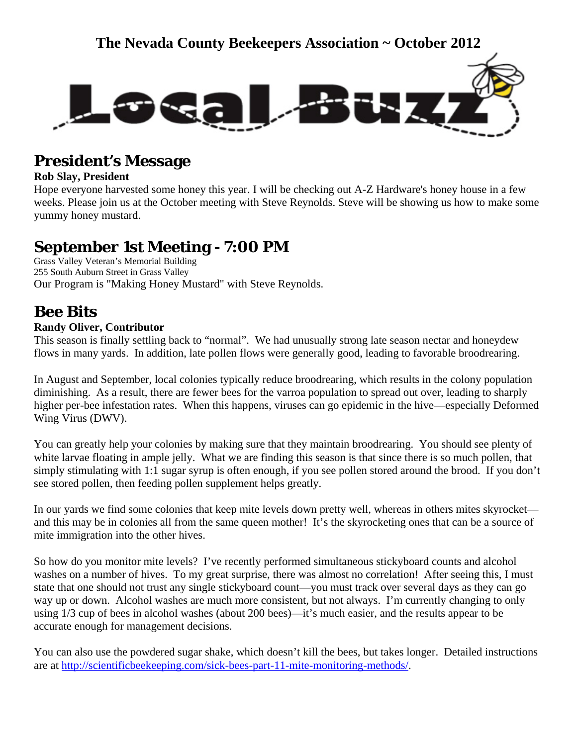# The Nevada County Beekeepers Association ~ October 2012

# Local Buzz

## President's Message

**Rob Slay, President**

Hope everyone harvested some honey this year. I will be checking out A-Z Hardware's honey house in a few weeks. Please join us at the October meeting with Steve Reynolds. Steve will be showing us how to make some yummy honey mustard.

## September 1st Meeting - 7:00 PM

Grass Valley Veteran's Memorial Building
255 South Auburn Street in Grass Valley
Our Program is "Making Honey Mustard" with Steve Reynolds.

## Bee Bits

**Randy Oliver, Contributor**

This season is finally settling back to "normal". We had unusually strong late season nectar and honeydew flows in many yards. In addition, late pollen flows were generally good, leading to favorable broodrearing.

In August and September, local colonies typically reduce broodrearing, which results in the colony population diminishing. As a result, there are fewer bees for the varroa population to spread out over, leading to sharply higher per-bee infestation rates. When this happens, viruses can go epidemic in the hive—especially Deformed Wing Virus (DWV).

You can greatly help your colonies by making sure that they maintain broodrearing. You should see plenty of white larvae floating in ample jelly. What we are finding this season is that since there is so much pollen, that simply stimulating with 1:1 sugar syrup is often enough, if you see pollen stored around the brood. If you don't see stored pollen, then feeding pollen supplement helps greatly.

In our yards we find some colonies that keep mite levels down pretty well, whereas in others mites skyrocket—and this may be in colonies all from the same queen mother! It's the skyrocketing ones that can be a source of mite immigration into the other hives.

So how do you monitor mite levels? I've recently performed simultaneous stickyboard counts and alcohol washes on a number of hives. To my great surprise, there was almost no correlation! After seeing this, I must state that one should not trust any single stickyboard count—you must track over several days as they can go way up or down. Alcohol washes are much more consistent, but not always. I'm currently changing to only using 1/3 cup of bees in alcohol washes (about 200 bees)—it's much easier, and the results appear to be accurate enough for management decisions.

You can also use the powdered sugar shake, which doesn't kill the bees, but takes longer. Detailed instructions are at http://scientificbeekeeping.com/sick-bees-part-11-mite-monitoring-methods/.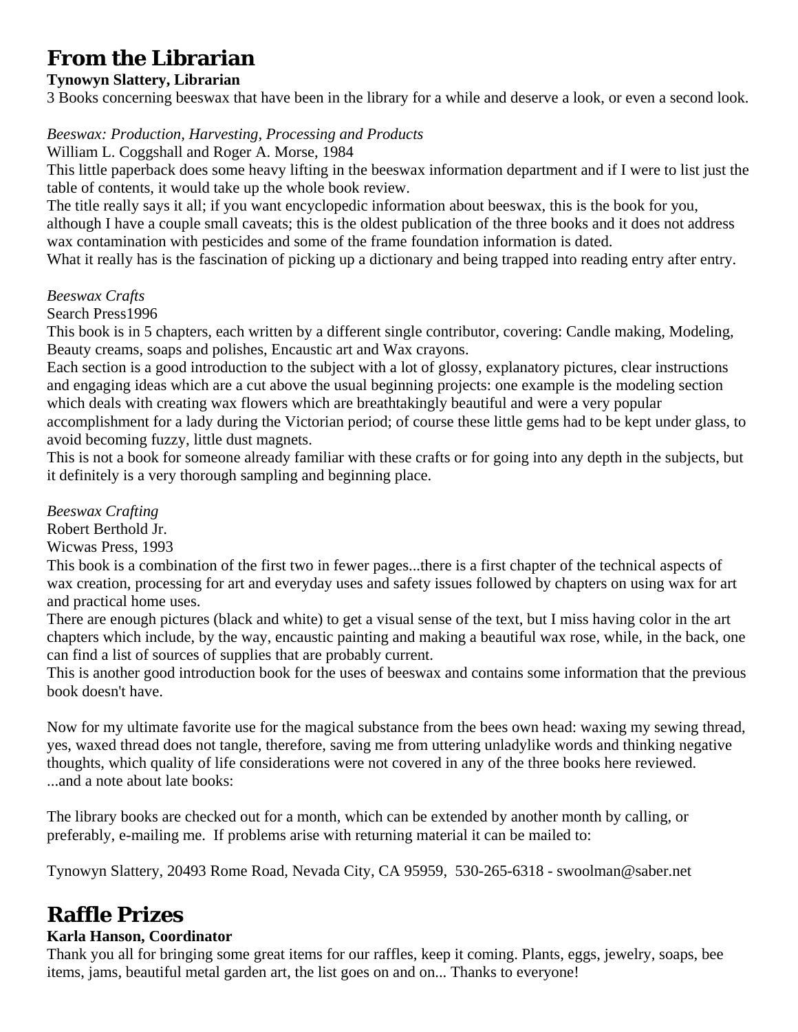# From the Librarian

**Tynowyn Slattery, Librarian**

3 Books concerning beeswax that have been in the library for a while and deserve a look, or even a second look.

*Beeswax: Production, Harvesting, Processing and Products*
William L. Coggshall and Roger A. Morse, 1984
This little paperback does some heavy lifting in the beeswax information department and if I were to list just the table of contents, it would take up the whole book review.
The title really says it all; if you want encyclopedic information about beeswax, this is the book for you, although I have a couple small caveats; this is the oldest publication of the three books and it does not address wax contamination with pesticides and some of the frame foundation information is dated.
What it really has is the fascination of picking up a dictionary and being trapped into reading entry after entry.

*Beeswax Crafts*
Search Press1996
This book is in 5 chapters, each written by a different single contributor, covering: Candle making, Modeling, Beauty creams, soaps and polishes, Encaustic art and Wax crayons.
Each section is a good introduction to the subject with a lot of glossy, explanatory pictures, clear instructions and engaging ideas which are a cut above the usual beginning projects: one example is the modeling section which deals with creating wax flowers which are breathtakingly beautiful and were a very popular accomplishment for a lady during the Victorian period; of course these little gems had to be kept under glass, to avoid becoming fuzzy, little dust magnets.
This is not a book for someone already familiar with these crafts or for going into any depth in the subjects, but it definitely is a very thorough sampling and beginning place.

*Beeswax Crafting*
Robert Berthold Jr.
Wicwas Press, 1993
This book is a combination of the first two in fewer pages...there is a first chapter of the technical aspects of wax creation, processing for art and everyday uses and safety issues followed by chapters on using wax for art and practical home uses.
There are enough pictures (black and white) to get a visual sense of the text, but I miss having color in the art chapters which include, by the way, encaustic painting and making a beautiful wax rose, while, in the back, one can find a list of sources of supplies that are probably current.
This is another good introduction book for the uses of beeswax and contains some information that the previous book doesn't have.

Now for my ultimate favorite use for the magical substance from the bees own head: waxing my sewing thread, yes, waxed thread does not tangle, therefore, saving me from uttering unladylike words and thinking negative thoughts, which quality of life considerations were not covered in any of the three books here reviewed.
...and a note about late books:

The library books are checked out for a month, which can be extended by another month by calling, or preferably, e-mailing me. If problems arise with returning material it can be mailed to:

Tynowyn Slattery, 20493 Rome Road, Nevada City, CA 95959, 530-265-6318 - swoolman@saber.net

# Raffle Prizes

**Karla Hanson, Coordinator**

Thank you all for bringing some great items for our raffles, keep it coming. Plants, eggs, jewelry, soaps, bee items, jams, beautiful metal garden art, the list goes on and on... Thanks to everyone!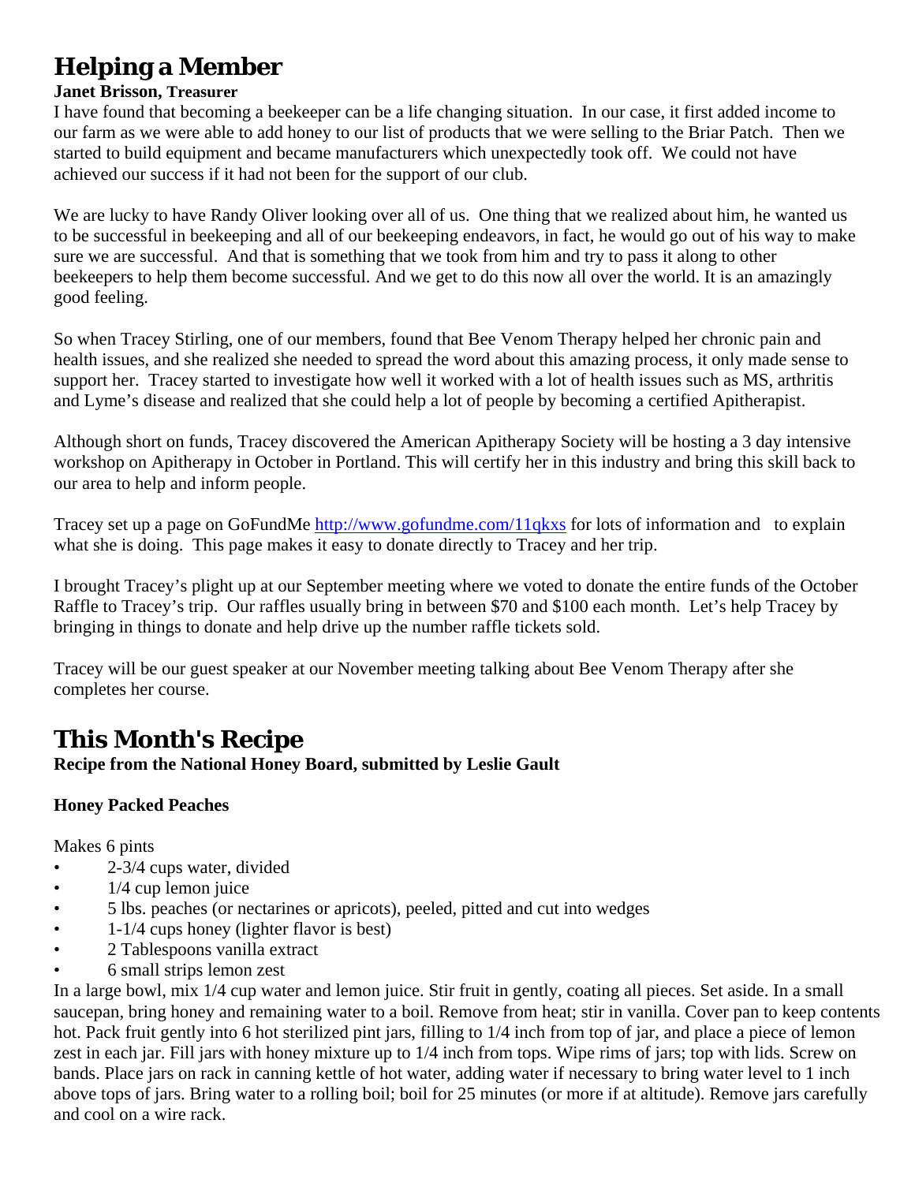# Helping a Member

**Janet Brisson, Treasurer**

I have found that becoming a beekeeper can be a life changing situation. In our case, it first added income to our farm as we were able to add honey to our list of products that we were selling to the Briar Patch. Then we started to build equipment and became manufacturers which unexpectedly took off. We could not have achieved our success if it had not been for the support of our club.

We are lucky to have Randy Oliver looking over all of us. One thing that we realized about him, he wanted us to be successful in beekeeping and all of our beekeeping endeavors, in fact, he would go out of his way to make sure we are successful. And that is something that we took from him and try to pass it along to other beekeepers to help them become successful. And we get to do this now all over the world. It is an amazingly good feeling.

So when Tracey Stirling, one of our members, found that Bee Venom Therapy helped her chronic pain and health issues, and she realized she needed to spread the word about this amazing process, it only made sense to support her. Tracey started to investigate how well it worked with a lot of health issues such as MS, arthritis and Lyme's disease and realized that she could help a lot of people by becoming a certified Apitherapist.

Although short on funds, Tracey discovered the American Apitherapy Society will be hosting a 3 day intensive workshop on Apitherapy in October in Portland. This will certify her in this industry and bring this skill back to our area to help and inform people.

Tracey set up a page on GoFundMe [http://www.gofundme.com/11qkxs](http://www.gofundme.com/11qkxs) for lots of information and to explain what she is doing. This page makes it easy to donate directly to Tracey and her trip.

I brought Tracey's plight up at our September meeting where we voted to donate the entire funds of the October Raffle to Tracey's trip. Our raffles usually bring in between $70 and $100 each month. Let's help Tracey by bringing in things to donate and help drive up the number raffle tickets sold.

Tracey will be our guest speaker at our November meeting talking about Bee Venom Therapy after she completes her course.

# This Month's Recipe

**Recipe from the National Honey Board, submitted by Leslie Gault**

**Honey Packed Peaches**

Makes 6 pints

- 2-3/4 cups water, divided
- 1/4 cup lemon juice
- 5 lbs. peaches (or nectarines or apricots), peeled, pitted and cut into wedges
- 1-1/4 cups honey (lighter flavor is best)
- 2 Tablespoons vanilla extract
- 6 small strips lemon zest

In a large bowl, mix 1/4 cup water and lemon juice. Stir fruit in gently, coating all pieces. Set aside. In a small saucepan, bring honey and remaining water to a boil. Remove from heat; stir in vanilla. Cover pan to keep contents hot. Pack fruit gently into 6 hot sterilized pint jars, filling to 1/4 inch from top of jar, and place a piece of lemon zest in each jar. Fill jars with honey mixture up to 1/4 inch from tops. Wipe rims of jars; top with lids. Screw on bands. Place jars on rack in canning kettle of hot water, adding water if necessary to bring water level to 1 inch above tops of jars. Bring water to a rolling boil; boil for 25 minutes (or more if at altitude). Remove jars carefully and cool on a wire rack.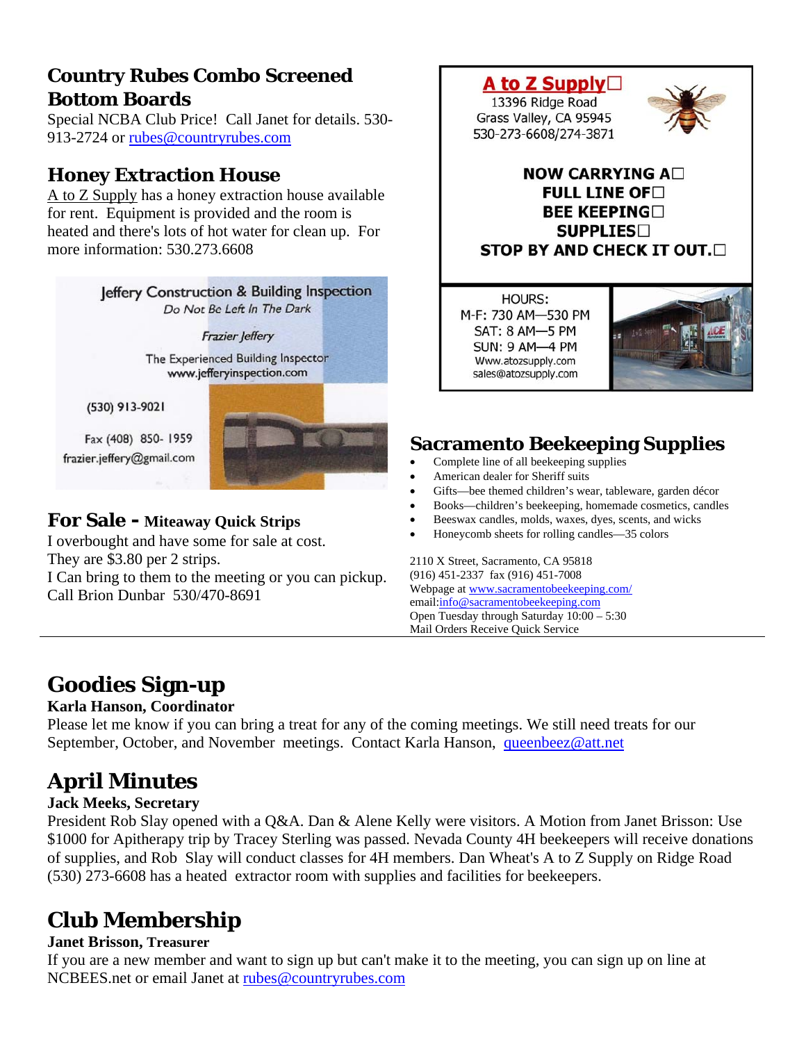## Country Rubes Combo Screened Bottom Boards

Special NCBA Club Price! Call Janet for details. 530-913-2724 or rubes@countryrubes.com

## Honey Extraction House

A to Z Supply has a honey extraction house available for rent. Equipment is provided and the room is heated and there's lots of hot water for clean up. For more information: 530.273.6608

Jeffery Construction & Building Inspection
*Do Not Be Left In The Dark*

*Frazier Jeffery*

The Experienced Building Inspector
www.jefferyinspection.com

(530) 913-9021

Fax (408) 850- 1959
frazier.jeffery@gmail.com

## For Sale - Miteaway Quick Strips

I overbought and have some for sale at cost.
They are $3.80 per 2 strips.
I Can bring to them to the meeting or you can pickup.
Call Brion Dunbar 530/470-8691

**A to Z Supply**
13396 Ridge Road
Grass Valley, CA 95945
530-273-6608/274-3871

**NOW CARRYING A FULL LINE OF BEE KEEPING SUPPLIES**
**STOP BY AND CHECK IT OUT.**

HOURS:
M-F: 730 AM—530 PM
SAT: 8 AM—5 PM
SUN: 9 AM—4 PM
Www.atozsupply.com
sales@atozsupply.com

## Sacramento Beekeeping Supplies

- Complete line of all beekeeping supplies
- American dealer for Sheriff suits
- Gifts—bee themed children's wear, tableware, garden décor
- Books—children's beekeeping, homemade cosmetics, candles
- Beeswax candles, molds, waxes, dyes, scents, and wicks
- Honeycomb sheets for rolling candles—35 colors

2110 X Street, Sacramento, CA 95818
(916) 451-2337 fax (916) 451-7008
Webpage at www.sacramentobeekeeping.com/
email:info@sacramentobeekeeping.com
Open Tuesday through Saturday 10:00 – 5:30
Mail Orders Receive Quick Service

---

# Goodies Sign-up

**Karla Hanson, Coordinator**

Please let me know if you can bring a treat for any of the coming meetings. We still need treats for our September, October, and November meetings. Contact Karla Hanson, queenbeez@att.net

# April Minutes

**Jack Meeks, Secretary**

President Rob Slay opened with a Q&A. Dan & Alene Kelly were visitors. A Motion from Janet Brisson: Use $1000 for Apitherapy trip by Tracey Sterling was passed. Nevada County 4H beekeepers will receive donations of supplies, and Rob Slay will conduct classes for 4H members. Dan Wheat's A to Z Supply on Ridge Road (530) 273-6608 has a heated extractor room with supplies and facilities for beekeepers.

# Club Membership

**Janet Brisson, Treasurer**

If you are a new member and want to sign up but can't make it to the meeting, you can sign up on line at NCBEES.net or email Janet at rubes@countryrubes.com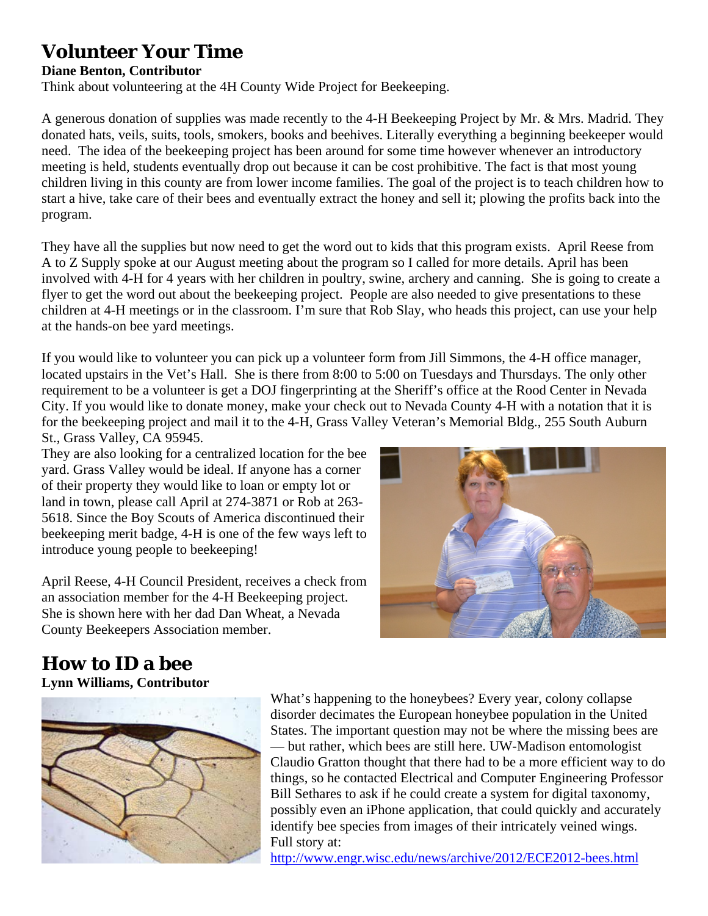# Volunteer Your Time

**Diane Benton, Contributor**

Think about volunteering at the 4H County Wide Project for Beekeeping.

A generous donation of supplies was made recently to the 4-H Beekeeping Project by Mr. & Mrs. Madrid. They donated hats, veils, suits, tools, smokers, books and beehives. Literally everything a beginning beekeeper would need. The idea of the beekeeping project has been around for some time however whenever an introductory meeting is held, students eventually drop out because it can be cost prohibitive. The fact is that most young children living in this county are from lower income families. The goal of the project is to teach children how to start a hive, take care of their bees and eventually extract the honey and sell it; plowing the profits back into the program.

They have all the supplies but now need to get the word out to kids that this program exists. April Reese from A to Z Supply spoke at our August meeting about the program so I called for more details. April has been involved with 4-H for 4 years with her children in poultry, swine, archery and canning. She is going to create a flyer to get the word out about the beekeeping project. People are also needed to give presentations to these children at 4-H meetings or in the classroom. I'm sure that Rob Slay, who heads this project, can use your help at the hands-on bee yard meetings.

If you would like to volunteer you can pick up a volunteer form from Jill Simmons, the 4-H office manager, located upstairs in the Vet's Hall. She is there from 8:00 to 5:00 on Tuesdays and Thursdays. The only other requirement to be a volunteer is get a DOJ fingerprinting at the Sheriff's office at the Rood Center in Nevada City. If you would like to donate money, make your check out to Nevada County 4-H with a notation that it is for the beekeeping project and mail it to the 4-H, Grass Valley Veteran's Memorial Bldg., 255 South Auburn St., Grass Valley, CA 95945.

They are also looking for a centralized location for the bee yard. Grass Valley would be ideal. If anyone has a corner of their property they would like to loan or empty lot or land in town, please call April at 274-3871 or Rob at 263-5618. Since the Boy Scouts of America discontinued their beekeeping merit badge, 4-H is one of the few ways left to introduce young people to beekeeping!

April Reese, 4-H Council President, receives a check from an association member for the 4-H Beekeeping project. She is shown here with her dad Dan Wheat, a Nevada County Beekeepers Association member.

# How to ID a bee

**Lynn Williams, Contributor**

What's happening to the honeybees? Every year, colony collapse disorder decimates the European honeybee population in the United States. The important question may not be where the missing bees are — but rather, which bees are still here. UW-Madison entomologist Claudio Gratton thought that there had to be a more efficient way to do things, so he contacted Electrical and Computer Engineering Professor Bill Sethares to ask if he could create a system for digital taxonomy, possibly even an iPhone application, that could quickly and accurately identify bee species from images of their intricately veined wings. Full story at:

http://www.engr.wisc.edu/news/archive/2012/ECE2012-bees.html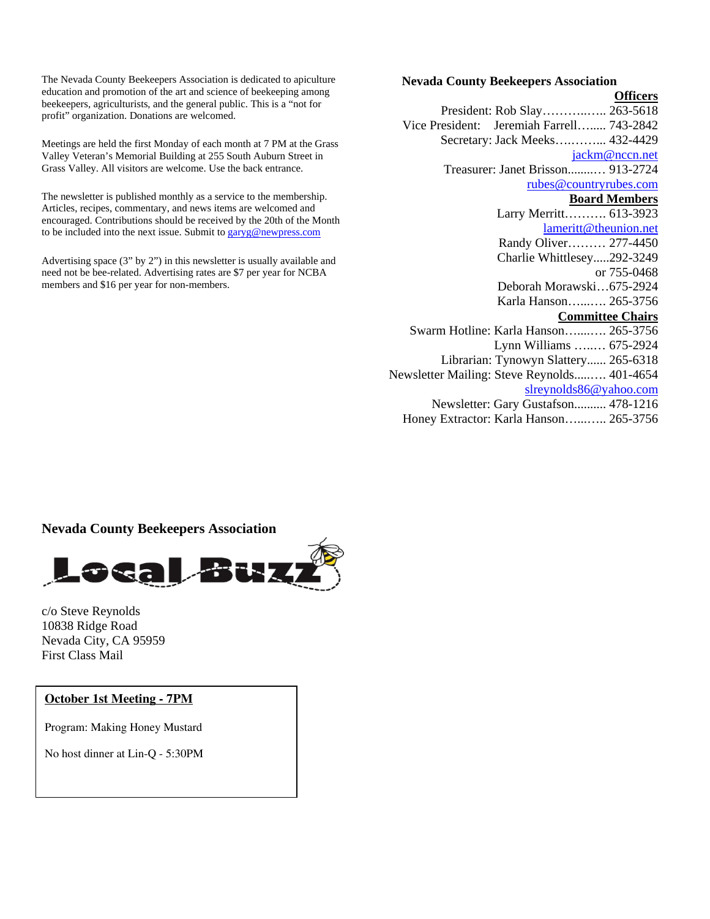The Nevada County Beekeepers Association is dedicated to apiculture education and promotion of the art and science of beekeeping among beekeepers, agriculturists, and the general public. This is a "not for profit" organization. Donations are welcomed.

Meetings are held the first Monday of each month at 7 PM at the Grass Valley Veteran's Memorial Building at 255 South Auburn Street in Grass Valley. All visitors are welcome. Use the back entrance.

The newsletter is published monthly as a service to the membership. Articles, recipes, commentary, and news items are welcomed and encouraged. Contributions should be received by the 20th of the Month to be included into the next issue. Submit to garyg@newpress.com

Advertising space (3" by 2") in this newsletter is usually available and need not be bee-related. Advertising rates are $7 per year for NCBA members and $16 per year for non-members.

**Nevada County Beekeepers Association**

**Officers**

President: Rob Slay……….….. 263-5618
Vice President: Jeremiah Farrell…..... 743-2842
Secretary: Jack Meeks…….…... 432-4429
jackm@nccn.net
Treasurer: Janet Brisson.........… 913-2724
rubes@countryrubes.com

**Board Members**

Larry Merritt………. 613-3923
lameritt@theunion.net
Randy Oliver……… 277-4450
Charlie Whittlesey.....292-3249
or 755-0468
Deborah Morawski…675-2924
Karla Hanson…...…. 265-3756

**Committee Chairs**

Swarm Hotline: Karla Hanson…..…. 265-3756
Lynn Williams …..… 675-2924
Librarian: Tynowyn Slattery...... 265-6318
Newsletter Mailing: Steve Reynolds.....… 401-4654
slreynolds86@yahoo.com
Newsletter: Gary Gustafson.......... 478-1216
Honey Extractor: Karla Hanson…...….. 265-3756

**Nevada County Beekeepers Association**

Local Buzz

c/o Steve Reynolds
10838 Ridge Road
Nevada City, CA 95959
First Class Mail

**October 1st Meeting - 7PM**

Program: Making Honey Mustard

No host dinner at Lin-Q - 5:30PM